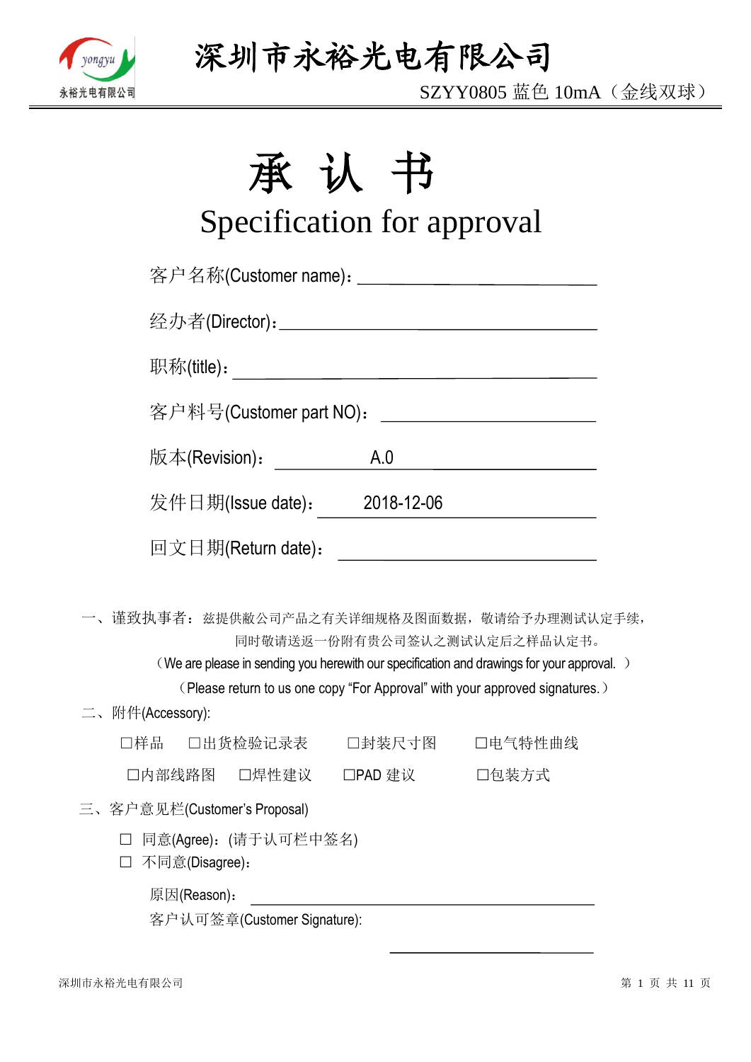# 深圳市永裕光电有限公司

SZYY0805 蓝色 10mA（金线双球）

# 承 认 书

## Specification for approval

客户名称(Customer name)：\_\_\_\_\_\_\_\_\_\_\_\_\_\_\_\_\_\_\_\_\_\_\_\_

经办者(Director)：\_\_\_\_\_\_\_\_\_\_\_\_\_\_\_\_\_\_\_\_\_\_\_\_\_\_\_\_\_\_

职称(title)：\_\_\_\_\_\_\_\_\_\_\_\_\_\_\_\_\_\_\_\_\_\_\_\_\_\_\_\_\_\_\_\_\_\_

客户料号(Customer part NO)：\_\_\_\_\_\_\_\_\_\_\_\_\_\_\_\_\_\_\_\_

版本(Revision)： A.0

发件日期(Issue date)： 2018-12-06

回文日期(Return date)：\_\_\_\_\_\_\_\_\_\_\_\_\_\_\_\_\_\_\_\_\_\_\_

一、谨致执事者：兹提供敝公司产品之有关详细规格及图面数据，敬请给予办理测试认定手续，同时敬请送返一份附有贵公司签认之测试认定后之样品认定书。

（We are please in sending you herewith our specification and drawings for your approval. ）

（Please return to us one copy “For Approval” with your approved signatures.）

二、附件(Accessory):

☐样品 ☐出货检验记录表 ☐封装尺寸图 ☐电气特性曲线

☐内部线路图 ☐焊性建议 ☐PAD 建议 ☐包装方式

三、客户意见栏(Customer’s Proposal)

☐ 同意(Agree)：(请于认可栏中签名)

☐ 不同意(Disagree)：

原因(Reason)：\_\_\_\_\_\_\_\_\_\_\_\_\_\_\_\_\_\_\_\_\_\_\_\_\_\_\_\_\_\_\_\_

客户认可签章(Customer Signature):

\_\_\_\_\_\_\_\_\_\_\_\_\_\_\_\_\_\_\_\_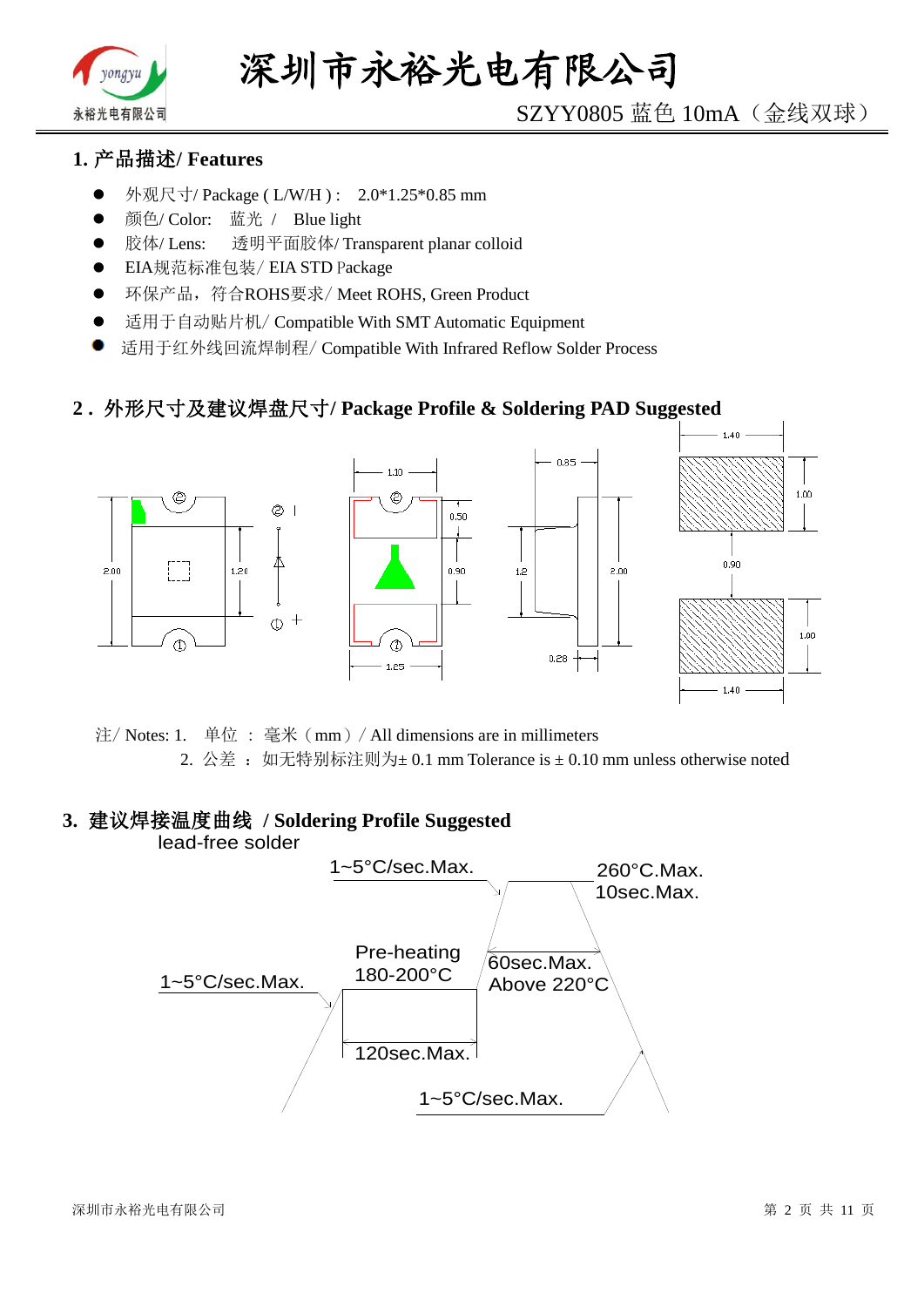## 1. 产品描述/ Features

- 外观尺寸/ Package ( L/W/H ) :　2.0*1.25*0.85 mm
- 颜色/ Color:　蓝光 /　Blue light
- 胶体/ Lens:　透明平面胶体/ Transparent planar colloid
- EIA规范标准包装/ EIA STD Package
- 环保产品，符合ROHS要求/ Meet ROHS, Green Product
- 适用于自动贴片机/ Compatible With SMT Automatic Equipment
- 适用于红外线回流焊制程/ Compatible With Infrared Reflow Solder Process

## 2. 外形尺寸及建议焊盘尺寸/ Package Profile & Soldering PAD Suggested

注/ Notes: 1.　单位 ： 毫米（mm）/ All dimensions are in millimeters

2.　公差 ： 如无特别标注则为± 0.1 mm Tolerance is ± 0.10 mm unless otherwise noted

## 3. 建议焊接温度曲线 / Soldering Profile Suggested

lead-free solder

- 1~5°C/sec.Max.
- Pre-heating 180-200°C
- 120sec.Max.
- 1~5°C/sec.Max.
- 260°C.Max. 10sec.Max.
- 60sec.Max. Above 220°C
- 1~5°C/sec.Max.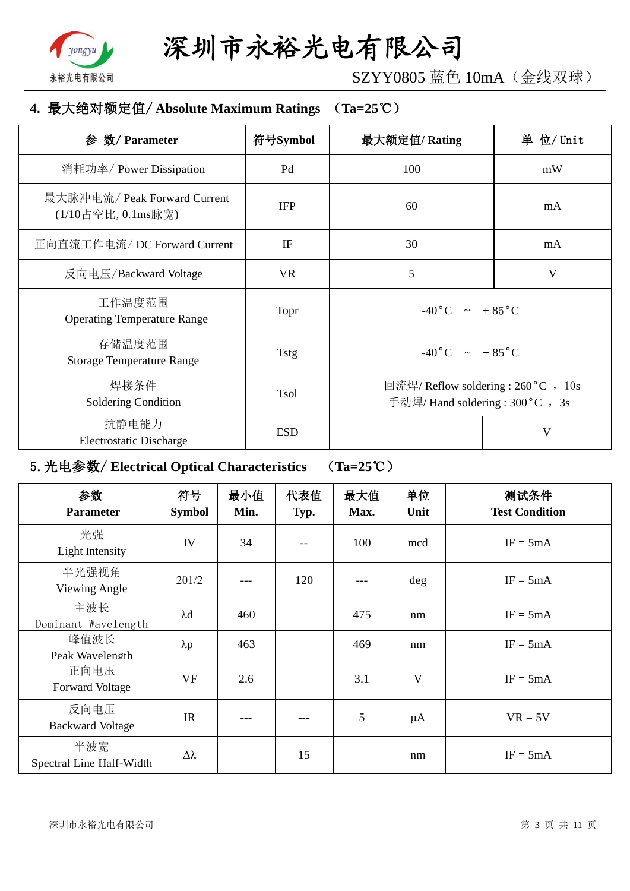## 4. 最大绝对额定值/ Absolute Maximum Ratings （Ta=25℃）

| 参 数/ Parameter | 符号Symbol | 最大额定值/ Rating | 单 位/ Unit |
|---|---|---|---|
| 消耗功率/ Power Dissipation | Pd | 100 | mW |
| 最大脉冲电流/ Peak Forward Current (1/10占空比, 0.1ms脉宽) | IFP | 60 | mA |
| 正向直流工作电流/ DC Forward Current | IF | 30 | mA |
| 反向电压/Backward Voltage | VR | 5 | V |
| 工作温度范围 Operating Temperature Range | Topr | -40°C ～ + 85°C | |
| 存储温度范围 Storage Temperature Range | Tstg | -40°C ～ + 85°C | |
| 焊接条件 Soldering Condition | Tsol | 回流焊/ Reflow soldering : 260°C ， 10s 手动焊/ Hand soldering : 300°C ， 3s | |
| 抗静电能力 Electrostatic Discharge | ESD | | V |

## 5. 光电参数/ Electrical Optical Characteristics （Ta=25℃）

| 参数 Parameter | 符号 Symbol | 最小值 Min. | 代表值 Typ. | 最大值 Max. | 单位 Unit | 测试条件 Test Condition |
|---|---|---|---|---|---|---|
| 光强 Light Intensity | IV | 34 | -- | 100 | mcd | IF = 5mA |
| 半光强视角 Viewing Angle | 2θ1/2 | --- | 120 | --- | deg | IF = 5mA |
| 主波长 Dominant Wavelength | λd | 460 | | 475 | nm | IF = 5mA |
| 峰值波长 Peak Wavelength | λp | 463 | | 469 | nm | IF = 5mA |
| 正向电压 Forward Voltage | VF | 2.6 | | 3.1 | V | IF = 5mA |
| 反向电压 Backward Voltage | IR | --- | --- | 5 | μA | VR = 5V |
| 半波宽 Spectral Line Half-Width | Δλ | | 15 | | nm | IF = 5mA |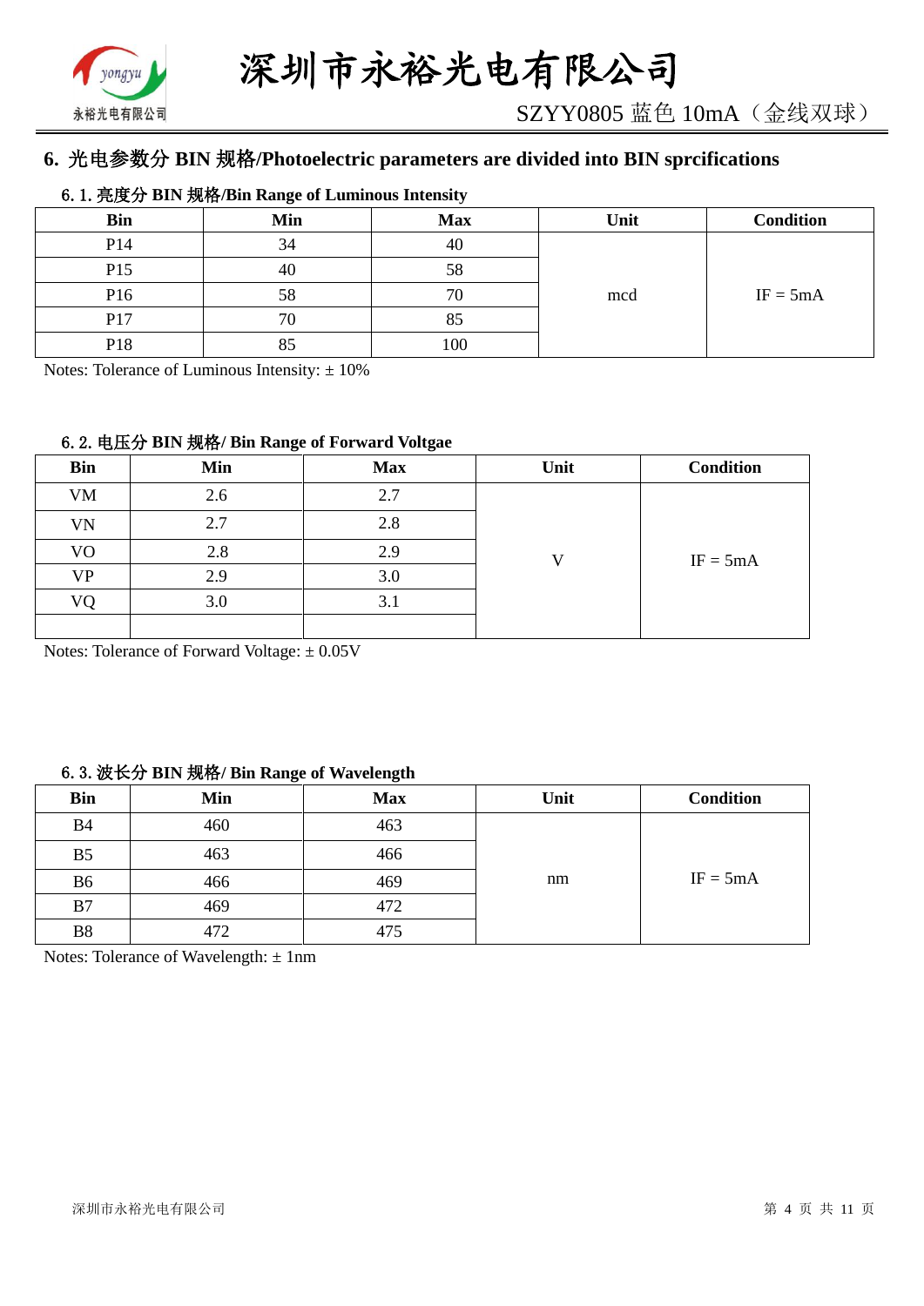## 6. 光电参数分 BIN 规格/Photoelectric parameters are divided into BIN sprcifications

### 6.1. 亮度分 BIN 规格/Bin Range of Luminous Intensity

| Bin | Min | Max | Unit | Condition |
|---|---|---|---|---|
| P14 | 34 | 40 | mcd | IF = 5mA |
| P15 | 40 | 58 | | |
| P16 | 58 | 70 | | |
| P17 | 70 | 85 | | |
| P18 | 85 | 100 | | |

Notes: Tolerance of Luminous Intensity: ± 10%

### 6.2. 电压分 BIN 规格/ Bin Range of Forward Voltgae

| Bin | Min | Max | Unit | Condition |
|---|---|---|---|---|
| VM | 2.6 | 2.7 | V | IF = 5mA |
| VN | 2.7 | 2.8 | | |
| VO | 2.8 | 2.9 | | |
| VP | 2.9 | 3.0 | | |
| VQ | 3.0 | 3.1 | | |
| | | | | |

Notes: Tolerance of Forward Voltage: ± 0.05V

### 6.3. 波长分 BIN 规格/ Bin Range of Wavelength

| Bin | Min | Max | Unit | Condition |
|---|---|---|---|---|
| B4 | 460 | 463 | nm | IF = 5mA |
| B5 | 463 | 466 | | |
| B6 | 466 | 469 | | |
| B7 | 469 | 472 | | |
| B8 | 472 | 475 | | |

Notes: Tolerance of Wavelength: ± 1nm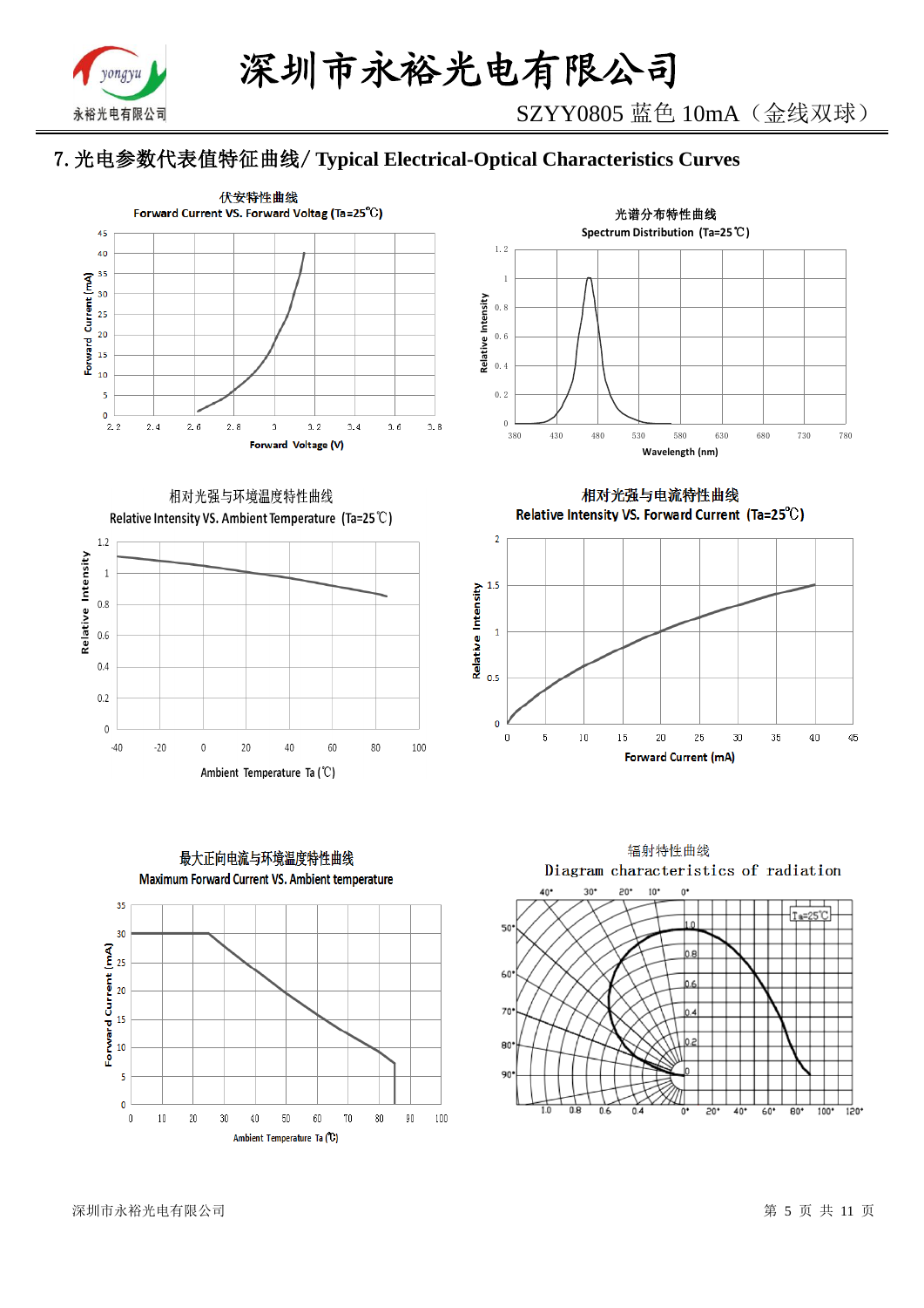## 7. 光电参数代表值特征曲线/ Typical Electrical-Optical Characteristics Curves

伏安特性曲线
Forward Current VS. Forward Voltag (Ta=25℃)

光谱分布特性曲线
Spectrum Distribution (Ta=25℃)

相对光强与环境温度特性曲线
Relative Intensity VS. Ambient Temperature (Ta=25℃)

相对光强与电流特性曲线
Relative Intensity VS. Forward Current (Ta=25℃)

最大正向电流与环境温度特性曲线
Maximum Forward Current VS. Ambient temperature

辐射特性曲线
Diagram characteristics of radiation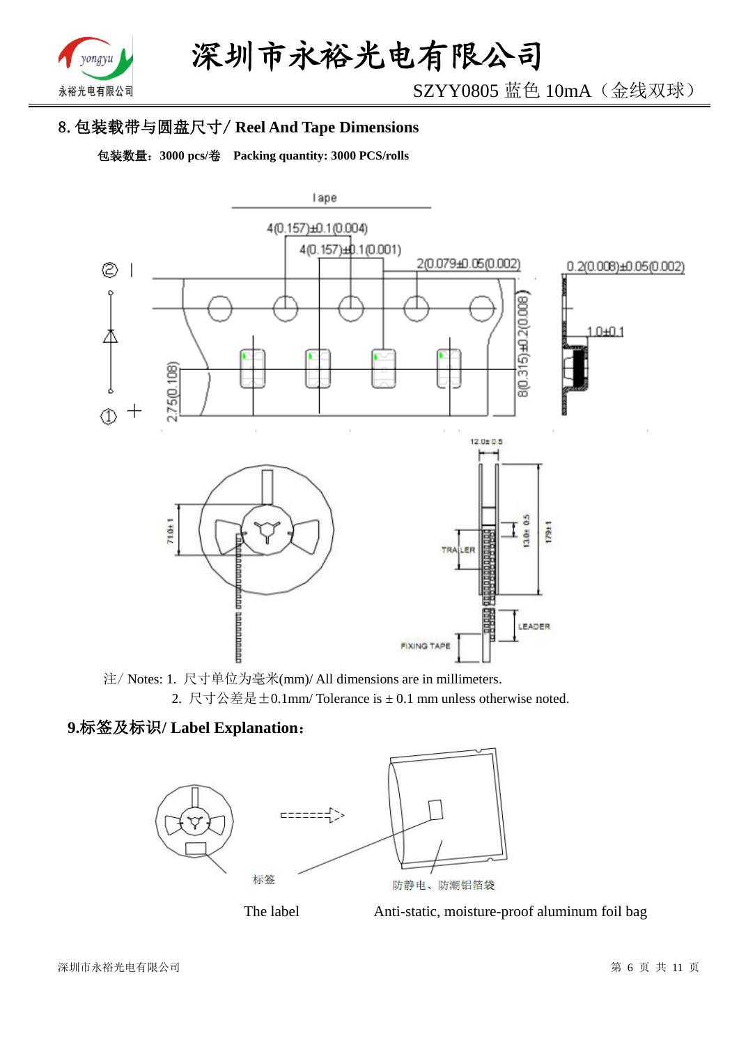## 8. 包装载带与圆盘尺寸/ Reel And Tape Dimensions

**包装数量：3000 pcs/卷　Packing quantity: 3000 PCS/rolls**

注/ Notes: 1. 尺寸单位为毫米(mm)/ All dimensions are in millimeters.

2. 尺寸公差是±0.1mm/ Tolerance is ± 0.1 mm unless otherwise noted.

## 9.标签及标识/ Label Explanation：

标签　　防静电、防潮铝箔袋

The label　　Anti-static, moisture-proof aluminum foil bag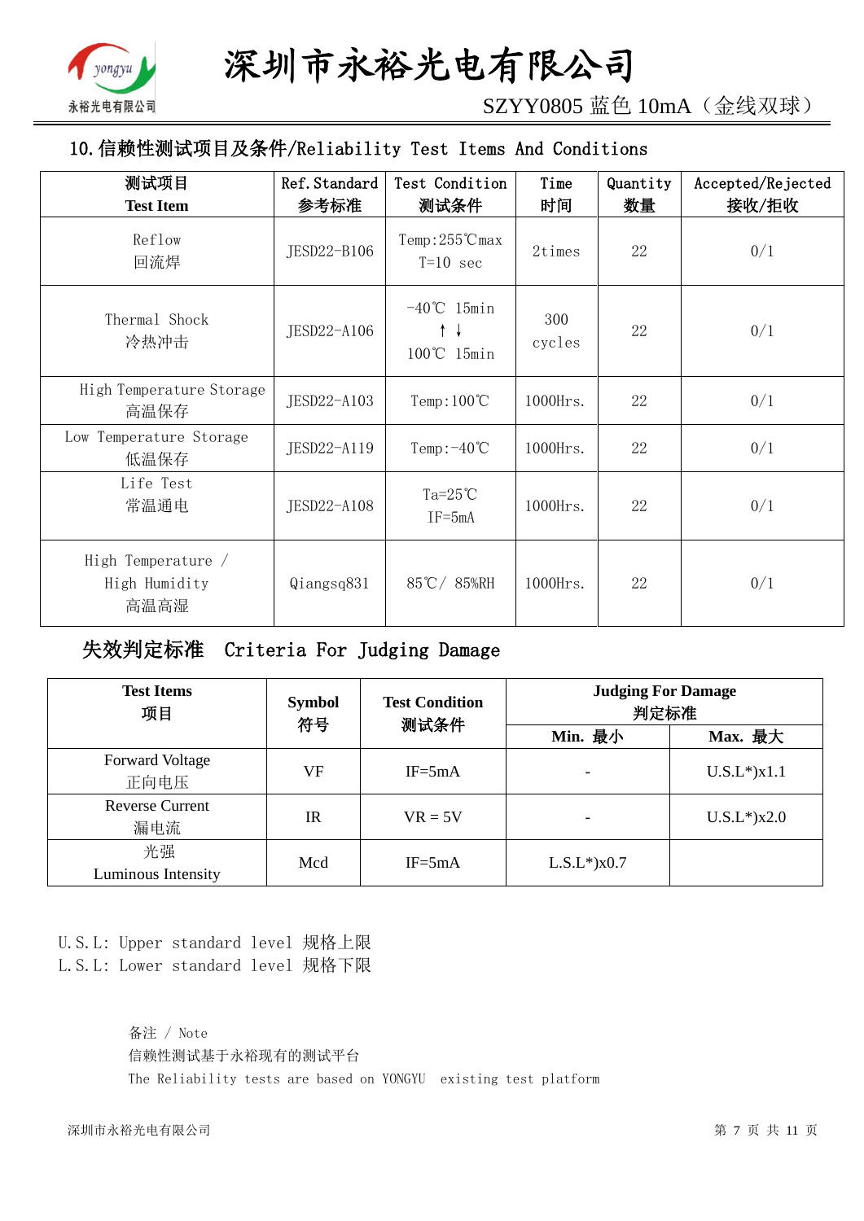## 10. 信赖性测试项目及条件/Reliability Test Items And Conditions

| 测试项目 Test Item | Ref. Standard 参考标准 | Test Condition 测试条件 | Time 时间 | Quantity 数量 | Accepted/Rejected 接收/拒收 |
|---|---|---|---|---|---|
| Reflow 回流焊 | JESD22-B106 | Temp:255℃max T=10 sec | 2times | 22 | 0/1 |
| Thermal Shock 冷热冲击 | JESD22-A106 | -40℃ 15min ↑↓ 100℃ 15min | 300 cycles | 22 | 0/1 |
| High Temperature Storage 高温保存 | JESD22-A103 | Temp:100℃ | 1000Hrs. | 22 | 0/1 |
| Low Temperature Storage 低温保存 | JESD22-A119 | Temp:-40℃ | 1000Hrs. | 22 | 0/1 |
| Life Test 常温通电 | JESD22-A108 | Ta=25℃ IF=5mA | 1000Hrs. | 22 | 0/1 |
| High Temperature / High Humidity 高温高湿 | Qiangsq831 | 85℃/ 85%RH | 1000Hrs. | 22 | 0/1 |

## 失效判定标准 Criteria For Judging Damage

| Test Items 项目 | Symbol 符号 | Test Condition 测试条件 | Judging For Damage 判定标准 | |
|---|---|---|---|---|
| | | | Min. 最小 | Max. 最大 |
| Forward Voltage 正向电压 | VF | IF=5mA | - | U.S.L*)x1.1 |
| Reverse Current 漏电流 | IR | VR = 5V | - | U.S.L*)x2.0 |
| 光强 Luminous Intensity | Mcd | IF=5mA | L.S.L*)x0.7 | |

U.S.L: Upper standard level 规格上限
L.S.L: Lower standard level 规格下限

备注 / Note
信赖性测试基于永裕现有的测试平台
The Reliability tests are based on YONGYU existing test platform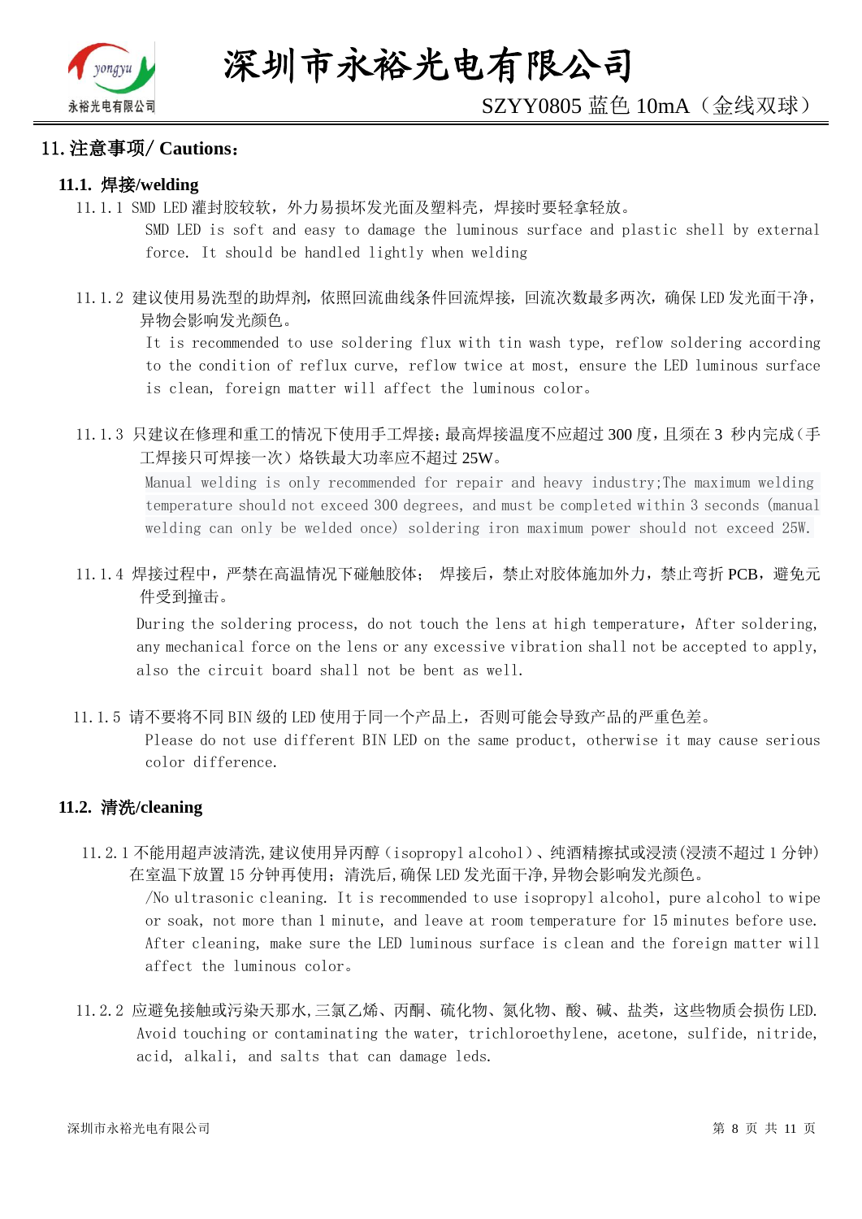## 11. 注意事项/ Cautions：

### 11.1. 焊接/welding

11.1.1 SMD LED 灌封胶较软，外力易损坏发光面及塑料壳，焊接时要轻拿轻放。

SMD LED is soft and easy to damage the luminous surface and plastic shell by external force. It should be handled lightly when welding

11.1.2 建议使用易洗型的助焊剂，依照回流曲线条件回流焊接，回流次数最多两次，确保 LED 发光面干净，异物会影响发光颜色。

It is recommended to use soldering flux with tin wash type, reflow soldering according to the condition of reflux curve, reflow twice at most, ensure the LED luminous surface is clean, foreign matter will affect the luminous color。

11.1.3 只建议在修理和重工的情况下使用手工焊接；最高焊接温度不应超过 300 度，且须在 3 秒内完成（手工焊接只可焊接一次）烙铁最大功率应不超过 25W。

Manual welding is only recommended for repair and heavy industry;The maximum welding temperature should not exceed 300 degrees, and must be completed within 3 seconds (manual welding can only be welded once) soldering iron maximum power should not exceed 25W.

11.1.4 焊接过程中，严禁在高温情况下碰触胶体； 焊接后，禁止对胶体施加外力，禁止弯折 PCB，避免元件受到撞击。

During the soldering process, do not touch the lens at high temperature, After soldering, any mechanical force on the lens or any excessive vibration shall not be accepted to apply, also the circuit board shall not be bent as well.

11.1.5 请不要将不同 BIN 级的 LED 使用于同一个产品上，否则可能会导致产品的严重色差。

Please do not use different BIN LED on the same product, otherwise it may cause serious color difference.

### 11.2. 清洗/cleaning

11.2.1 不能用超声波清洗，建议使用异丙醇（isopropyl alcohol）、纯酒精擦拭或浸渍(浸渍不超过 1 分钟)在室温下放置 15 分钟再使用；清洗后，确保 LED 发光面干净，异物会影响发光颜色。

/No ultrasonic cleaning. It is recommended to use isopropyl alcohol, pure alcohol to wipe or soak, not more than 1 minute, and leave at room temperature for 15 minutes before use. After cleaning, make sure the LED luminous surface is clean and the foreign matter will affect the luminous color。

11.2.2 应避免接触或污染天那水，三氯乙烯、丙酮、硫化物、氮化物、酸、碱、盐类，这些物质会损伤 LED.

Avoid touching or contaminating the water, trichloroethylene, acetone, sulfide, nitride, acid, alkali, and salts that can damage leds.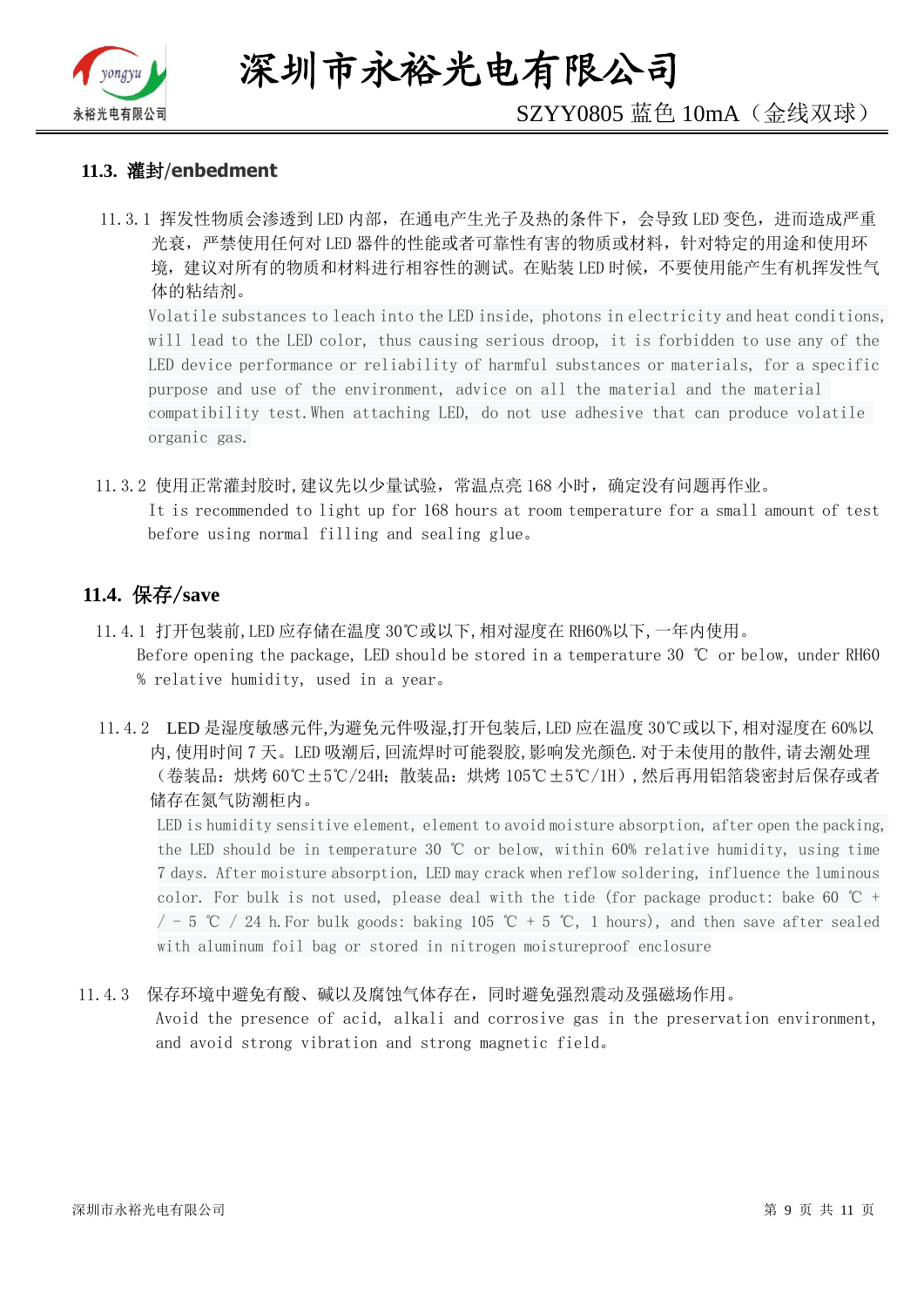### 11.3. 灌封/enbedment

11.3.1 挥发性物质会渗透到 LED 内部，在通电产生光子及热的条件下，会导致 LED 变色，进而造成严重光衰，严禁使用任何对 LED 器件的性能或者可靠性有害的物质或材料，针对特定的用途和使用环境，建议对所有的物质和材料进行相容性的测试。在贴装 LED 时候，不要使用能产生有机挥发性气体的粘结剂。

Volatile substances to leach into the LED inside, photons in electricity and heat conditions, will lead to the LED color, thus causing serious droop, it is forbidden to use any of the LED device performance or reliability of harmful substances or materials, for a specific purpose and use of the environment, advice on all the material and the material compatibility test.When attaching LED, do not use adhesive that can produce volatile organic gas.

11.3.2 使用正常灌封胶时,建议先以少量试验，常温点亮 168 小时，确定没有问题再作业。

It is recommended to light up for 168 hours at room temperature for a small amount of test before using normal filling and sealing glue。

### 11.4. 保存/save

11.4.1 打开包装前,LED 应存储在温度 30℃或以下,相对湿度在 RH60%以下,一年内使用。

Before opening the package, LED should be stored in a temperature 30 ℃ or below, under RH60 % relative humidity, used in a year。

11.4.2 LED 是湿度敏感元件,为避免元件吸湿,打开包装后,LED 应在温度 30℃或以下,相对湿度在 60%以内,使用时间 7 天。LED 吸潮后,回流焊时可能裂胶,影响发光颜色.对于未使用的散件,请去潮处理（卷装品：烘烤 60℃±5℃/24H；散装品：烘烤 105℃±5℃/1H）,然后再用铝箔袋密封后保存或者储存在氮气防潮柜内。

LED is humidity sensitive element, element to avoid moisture absorption, after open the packing, the LED should be in temperature 30 ℃ or below, within 60% relative humidity, using time 7 days. After moisture absorption, LED may crack when reflow soldering, influence the luminous color. For bulk is not used, please deal with the tide (for package product: bake 60 ℃ + / - 5 ℃ / 24 h.For bulk goods: baking 105 ℃ + 5 ℃, 1 hours), and then save after sealed with aluminum foil bag or stored in nitrogen moistureproof enclosure

11.4.3 保存环境中避免有酸、碱以及腐蚀气体存在，同时避免强烈震动及强磁场作用。

Avoid the presence of acid, alkali and corrosive gas in the preservation environment, and avoid strong vibration and strong magnetic field。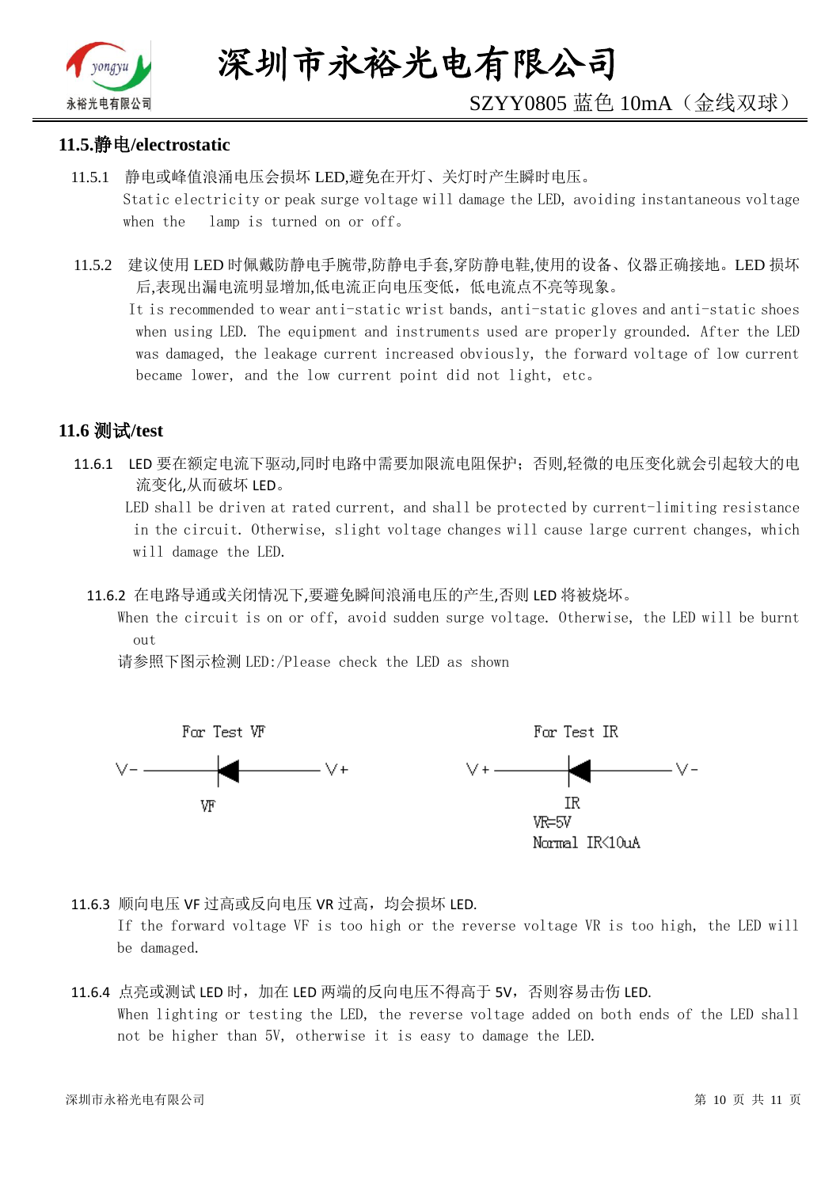## 11.5.静电/electrostatic

11.5.1 静电或峰值浪涌电压会损坏 LED,避免在开灯、关灯时产生瞬时电压。
Static electricity or peak surge voltage will damage the LED, avoiding instantaneous voltage when the lamp is turned on or off。

11.5.2 建议使用 LED 时佩戴防静电手腕带,防静电手套,穿防静电鞋,使用的设备、仪器正确接地。LED 损坏后,表现出漏电流明显增加,低电流正向电压变低，低电流点不亮等现象。
It is recommended to wear anti-static wrist bands, anti-static gloves and anti-static shoes when using LED. The equipment and instruments used are properly grounded. After the LED was damaged, the leakage current increased obviously, the forward voltage of low current became lower, and the low current point did not light, etc。

## 11.6 测试/test

11.6.1 LED 要在额定电流下驱动,同时电路中需要加限流电阻保护；否则,轻微的电压变化就会引起较大的电流变化,从而破坏 LED。
LED shall be driven at rated current, and shall be protected by current-limiting resistance in the circuit. Otherwise, slight voltage changes will cause large current changes, which will damage the LED.

11.6.2 在电路导通或关闭情况下,要避免瞬间浪涌电压的产生,否则 LED 将被烧坏。
When the circuit is on or off, avoid sudden surge voltage. Otherwise, the LED will be burnt out
请参照下图示检测 LED:/Please check the LED as shown

For Test VF

V- ——◄|—— V+

VF

For Test IR

V+ ——◄|—— V-

IR
VR=5V
Normal IR<10uA

11.6.3 顺向电压 VF 过高或反向电压 VR 过高，均会损坏 LED.
If the forward voltage VF is too high or the reverse voltage VR is too high, the LED will be damaged.

11.6.4 点亮或测试 LED 时，加在 LED 两端的反向电压不得高于 5V，否则容易击伤 LED.
When lighting or testing the LED, the reverse voltage added on both ends of the LED shall not be higher than 5V, otherwise it is easy to damage the LED.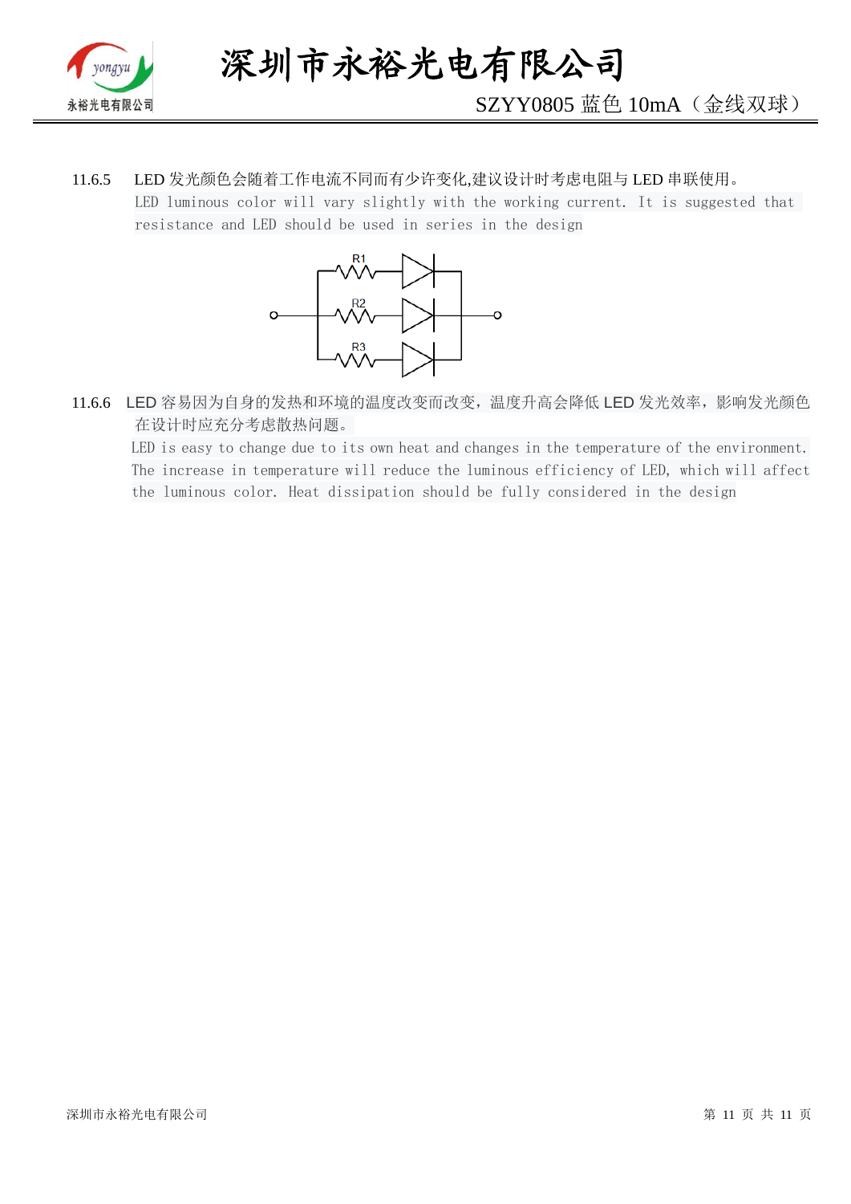11.6.5 LED 发光颜色会随着工作电流不同而有少许变化,建议设计时考虑电阻与 LED 串联使用。

LED luminous color will vary slightly with the working current. It is suggested that resistance and LED should be used in series in the design

R1

R2

R3

11.6.6 LED 容易因为自身的发热和环境的温度改变而改变，温度升高会降低 LED 发光效率，影响发光颜色在设计时应充分考虑散热问题。

LED is easy to change due to its own heat and changes in the temperature of the environment. The increase in temperature will reduce the luminous efficiency of LED, which will affect the luminous color. Heat dissipation should be fully considered in the design